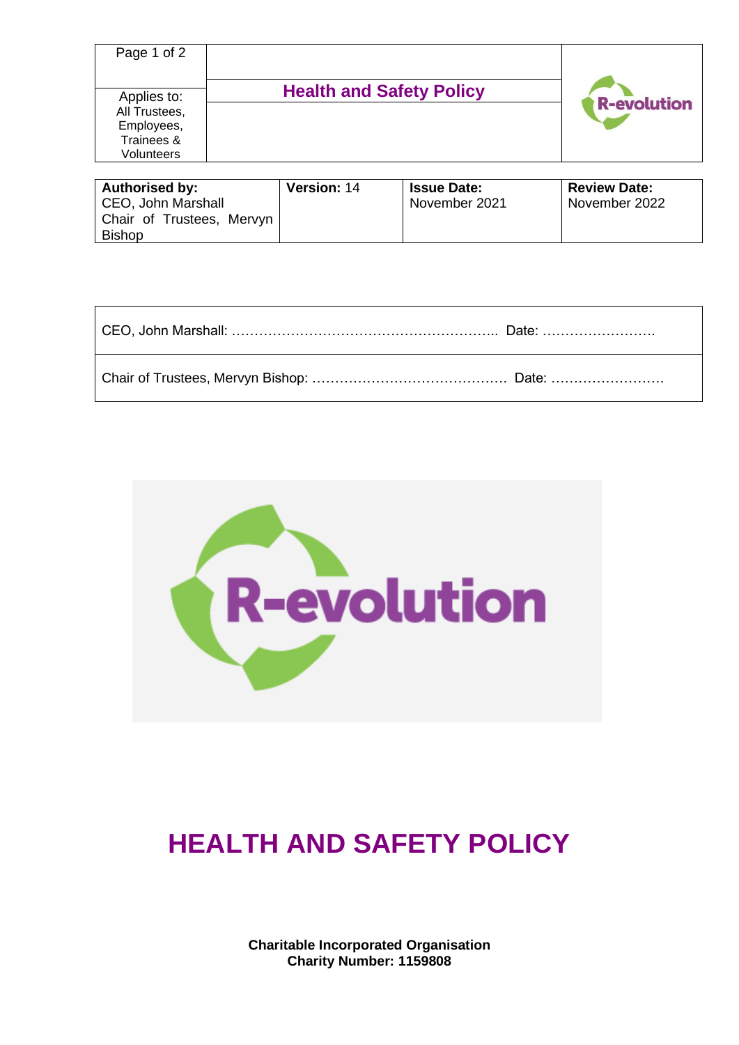| Applies to: All Trustees, Employees, Trainees & Volunteers | **Health and Safety Policy** |
|---|---|

| **Authorised by:** CEO, John Marshall Chair of Trustees, Mervyn Bishop | **Version:** 14 | **Issue Date:** November 2021 | **Review Date:** November 2022 |
|---|---|---|---|

| |
|---|
| CEO, John Marshall: ………………………………………………….. Date: ……………………. |
| Chair of Trustees, Mervyn Bishop: ……………………………………. Date: ……………………. |

# HEALTH AND SAFETY POLICY

**Charitable Incorporated Organisation**
**Charity Number: 1159808**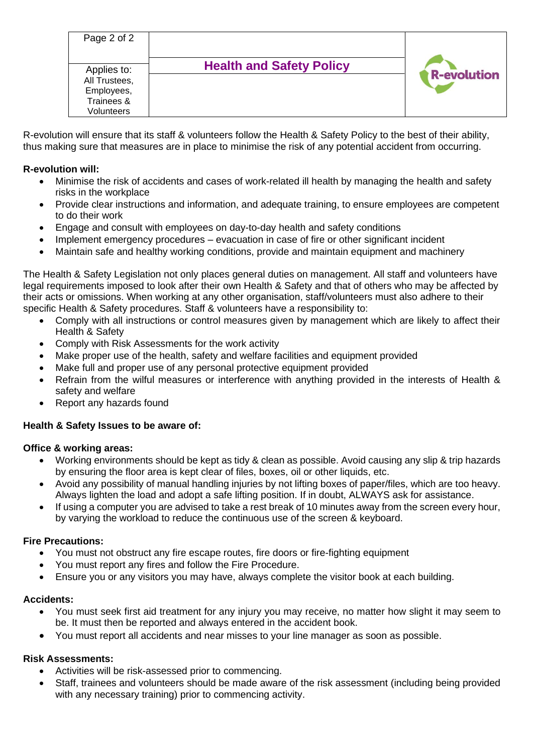| Page 2 of 2 | | |
|---|---|---|
| Applies to: All Trustees, Employees, Trainees & Volunteers | **Health and Safety Policy** | R-evolution |

R-evolution will ensure that its staff & volunteers follow the Health & Safety Policy to the best of their ability, thus making sure that measures are in place to minimise the risk of any potential accident from occurring.

**R-evolution will:**

- Minimise the risk of accidents and cases of work-related ill health by managing the health and safety risks in the workplace
- Provide clear instructions and information, and adequate training, to ensure employees are competent to do their work
- Engage and consult with employees on day-to-day health and safety conditions
- Implement emergency procedures – evacuation in case of fire or other significant incident
- Maintain safe and healthy working conditions, provide and maintain equipment and machinery

The Health & Safety Legislation not only places general duties on management. All staff and volunteers have legal requirements imposed to look after their own Health & Safety and that of others who may be affected by their acts or omissions. When working at any other organisation, staff/volunteers must also adhere to their specific Health & Safety procedures. Staff & volunteers have a responsibility to:

- Comply with all instructions or control measures given by management which are likely to affect their Health & Safety
- Comply with Risk Assessments for the work activity
- Make proper use of the health, safety and welfare facilities and equipment provided
- Make full and proper use of any personal protective equipment provided
- Refrain from the wilful measures or interference with anything provided in the interests of Health & safety and welfare
- Report any hazards found

**Health & Safety Issues to be aware of:**

**Office & working areas:**

- Working environments should be kept as tidy & clean as possible. Avoid causing any slip & trip hazards by ensuring the floor area is kept clear of files, boxes, oil or other liquids, etc.
- Avoid any possibility of manual handling injuries by not lifting boxes of paper/files, which are too heavy. Always lighten the load and adopt a safe lifting position. If in doubt, ALWAYS ask for assistance.
- If using a computer you are advised to take a rest break of 10 minutes away from the screen every hour, by varying the workload to reduce the continuous use of the screen & keyboard.

**Fire Precautions:**

- You must not obstruct any fire escape routes, fire doors or fire-fighting equipment
- You must report any fires and follow the Fire Procedure.
- Ensure you or any visitors you may have, always complete the visitor book at each building.

**Accidents:**

- You must seek first aid treatment for any injury you may receive, no matter how slight it may seem to be. It must then be reported and always entered in the accident book.
- You must report all accidents and near misses to your line manager as soon as possible.

**Risk Assessments:**

- Activities will be risk-assessed prior to commencing.
- Staff, trainees and volunteers should be made aware of the risk assessment (including being provided with any necessary training) prior to commencing activity.